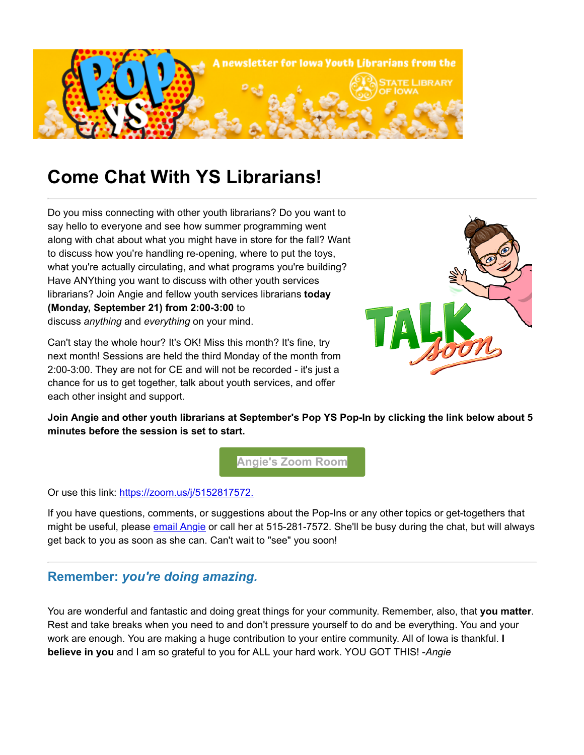# Come Chat With YS Librarians!

Do you miss connecting with other youth librarians? Do you want to say hello to everyone and see how summer programming went along with chat about what you might have in store for the fall? Want to discuss how you're handling re-opening, where to put the toys, what you're actually circulating, and what programs you're building? Have ANYthing you want to discuss with other youth services librarians? Join Angie and fellow youth services librarians **today (Monday, September 21) from 2:00-3:00** to discuss *anything* and *everything* on your mind.

Can't stay the whole hour? It's OK! Miss this month? It's fine, try next month! Sessions are held the third Monday of the month from 2:00-3:00. They are not for CE and will not be recorded - it's just a chance for us to get together, talk about youth services, and offer each other insight and support.

**Join Angie and other youth librarians at September's Pop YS Pop-In by clicking the link below about 5 minutes before the session is set to start.**

Angie's Zoom Room

Or use this link: https://zoom.us/j/5152817572.

If you have questions, comments, or suggestions about the Pop-Ins or any other topics or get-togethers that might be useful, please email Angie or call her at 515-281-7572. She'll be busy during the chat, but will always get back to you as soon as she can. Can't wait to "see" you soon!

## Remember: *you're doing amazing.*

You are wonderful and fantastic and doing great things for your community. Remember, also, that **you matter**. Rest and take breaks when you need to and don't pressure yourself to do and be everything. You and your work are enough. You are making a huge contribution to your entire community. All of Iowa is thankful. **I believe in you** and I am so grateful to you for ALL your hard work. YOU GOT THIS! -*Angie*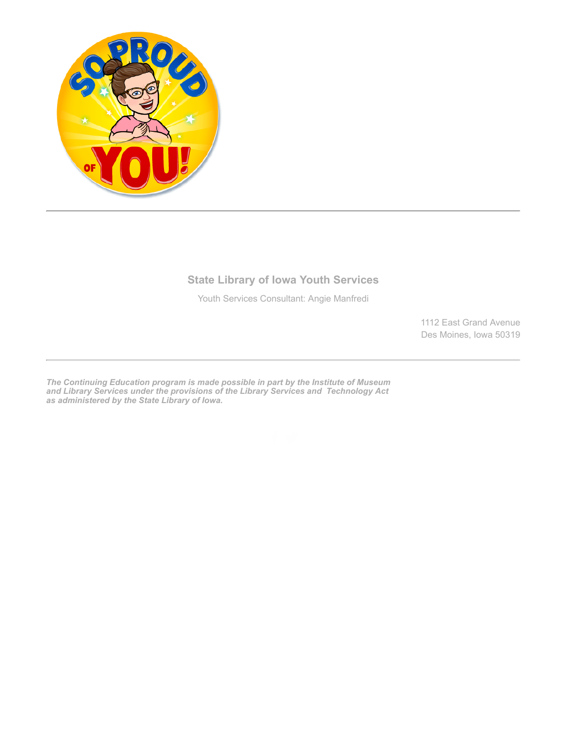**State Library of Iowa Youth Services**

Youth Services Consultant: Angie Manfredi

1112 East Grand Avenue
Des Moines, Iowa 50319

---

***The Continuing Education program is made possible in part by the Institute of Museum and Library Services under the provisions of the Library Services and Technology Act as administered by the State Library of Iowa.***